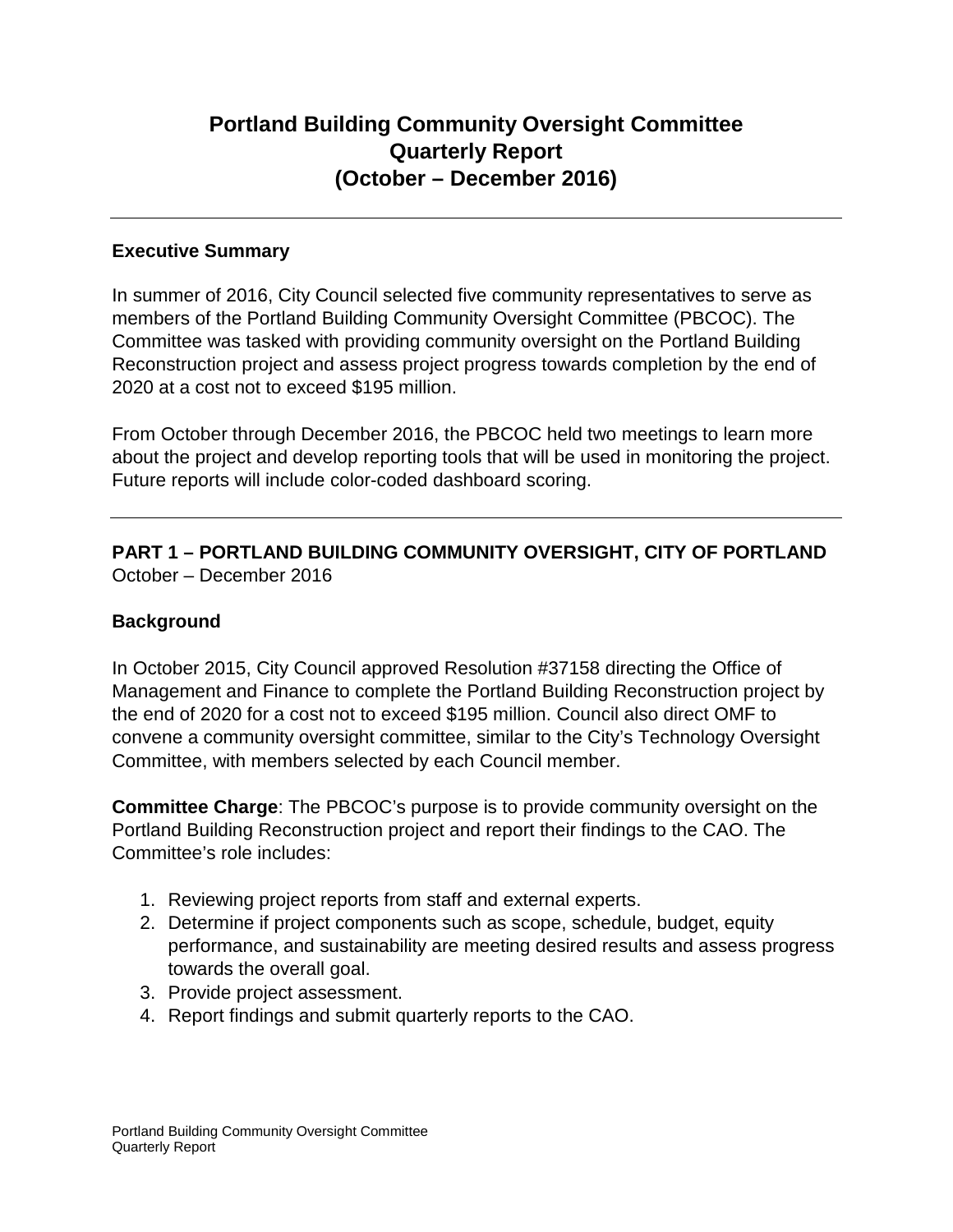# Portland Building Community Oversight Committee
# Quarterly Report
# (October – December 2016)

---

## Executive Summary

In summer of 2016, City Council selected five community representatives to serve as members of the Portland Building Community Oversight Committee (PBCOC). The Committee was tasked with providing community oversight on the Portland Building Reconstruction project and assess project progress towards completion by the end of 2020 at a cost not to exceed $195 million.

From October through December 2016, the PBCOC held two meetings to learn more about the project and develop reporting tools that will be used in monitoring the project. Future reports will include color-coded dashboard scoring.

---

## PART 1 – PORTLAND BUILDING COMMUNITY OVERSIGHT, CITY OF PORTLAND

October – December 2016

### Background

In October 2015, City Council approved Resolution #37158 directing the Office of Management and Finance to complete the Portland Building Reconstruction project by the end of 2020 for a cost not to exceed $195 million. Council also direct OMF to convene a community oversight committee, similar to the City's Technology Oversight Committee, with members selected by each Council member.

**Committee Charge**: The PBCOC's purpose is to provide community oversight on the Portland Building Reconstruction project and report their findings to the CAO. The Committee's role includes:

1. Reviewing project reports from staff and external experts.
2. Determine if project components such as scope, schedule, budget, equity performance, and sustainability are meeting desired results and assess progress towards the overall goal.
3. Provide project assessment.
4. Report findings and submit quarterly reports to the CAO.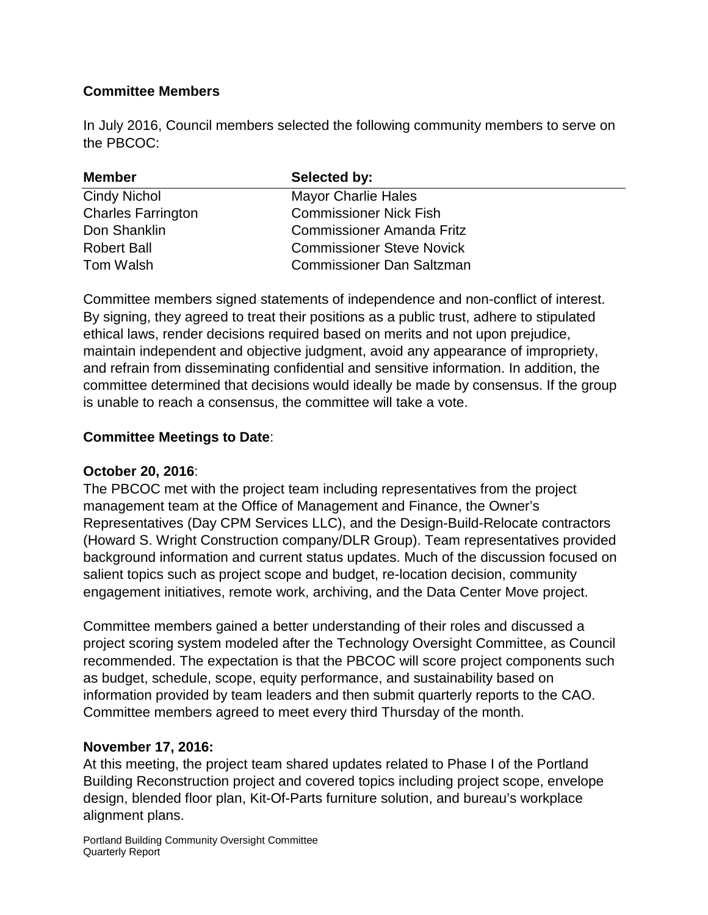**Committee Members**

In July 2016, Council members selected the following community members to serve on the PBCOC:

| Member | Selected by: |
|---|---|
| Cindy Nichol | Mayor Charlie Hales |
| Charles Farrington | Commissioner Nick Fish |
| Don Shanklin | Commissioner Amanda Fritz |
| Robert Ball | Commissioner Steve Novick |
| Tom Walsh | Commissioner Dan Saltzman |

Committee members signed statements of independence and non-conflict of interest. By signing, they agreed to treat their positions as a public trust, adhere to stipulated ethical laws, render decisions required based on merits and not upon prejudice, maintain independent and objective judgment, avoid any appearance of impropriety, and refrain from disseminating confidential and sensitive information. In addition, the committee determined that decisions would ideally be made by consensus. If the group is unable to reach a consensus, the committee will take a vote.

**Committee Meetings to Date**:

**October 20, 2016**:
The PBCOC met with the project team including representatives from the project management team at the Office of Management and Finance, the Owner's Representatives (Day CPM Services LLC), and the Design-Build-Relocate contractors (Howard S. Wright Construction company/DLR Group). Team representatives provided background information and current status updates. Much of the discussion focused on salient topics such as project scope and budget, re-location decision, community engagement initiatives, remote work, archiving, and the Data Center Move project.

Committee members gained a better understanding of their roles and discussed a project scoring system modeled after the Technology Oversight Committee, as Council recommended. The expectation is that the PBCOC will score project components such as budget, schedule, scope, equity performance, and sustainability based on information provided by team leaders and then submit quarterly reports to the CAO. Committee members agreed to meet every third Thursday of the month.

**November 17, 2016:**
At this meeting, the project team shared updates related to Phase I of the Portland Building Reconstruction project and covered topics including project scope, envelope design, blended floor plan, Kit-Of-Parts furniture solution, and bureau's workplace alignment plans.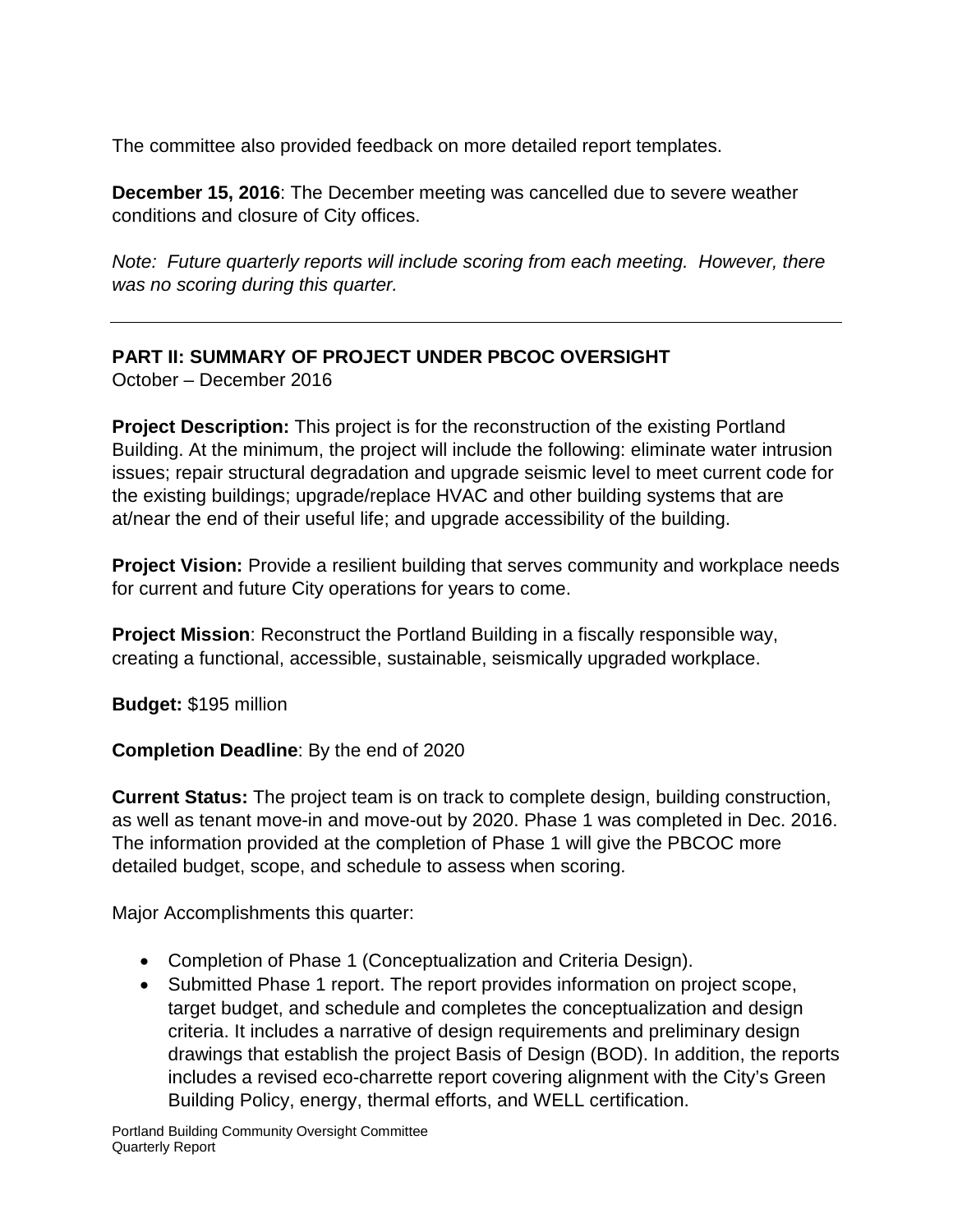The committee also provided feedback on more detailed report templates.

**December 15, 2016**: The December meeting was cancelled due to severe weather conditions and closure of City offices.

*Note: Future quarterly reports will include scoring from each meeting. However, there was no scoring during this quarter.*

---

## PART II: SUMMARY OF PROJECT UNDER PBCOC OVERSIGHT

October – December 2016

**Project Description:** This project is for the reconstruction of the existing Portland Building. At the minimum, the project will include the following: eliminate water intrusion issues; repair structural degradation and upgrade seismic level to meet current code for the existing buildings; upgrade/replace HVAC and other building systems that are at/near the end of their useful life; and upgrade accessibility of the building.

**Project Vision:** Provide a resilient building that serves community and workplace needs for current and future City operations for years to come.

**Project Mission**: Reconstruct the Portland Building in a fiscally responsible way, creating a functional, accessible, sustainable, seismically upgraded workplace.

**Budget:** $195 million

**Completion Deadline**: By the end of 2020

**Current Status:** The project team is on track to complete design, building construction, as well as tenant move-in and move-out by 2020. Phase 1 was completed in Dec. 2016. The information provided at the completion of Phase 1 will give the PBCOC more detailed budget, scope, and schedule to assess when scoring.

Major Accomplishments this quarter:

- Completion of Phase 1 (Conceptualization and Criteria Design).
- Submitted Phase 1 report. The report provides information on project scope, target budget, and schedule and completes the conceptualization and design criteria. It includes a narrative of design requirements and preliminary design drawings that establish the project Basis of Design (BOD). In addition, the reports includes a revised eco-charrette report covering alignment with the City's Green Building Policy, energy, thermal efforts, and WELL certification.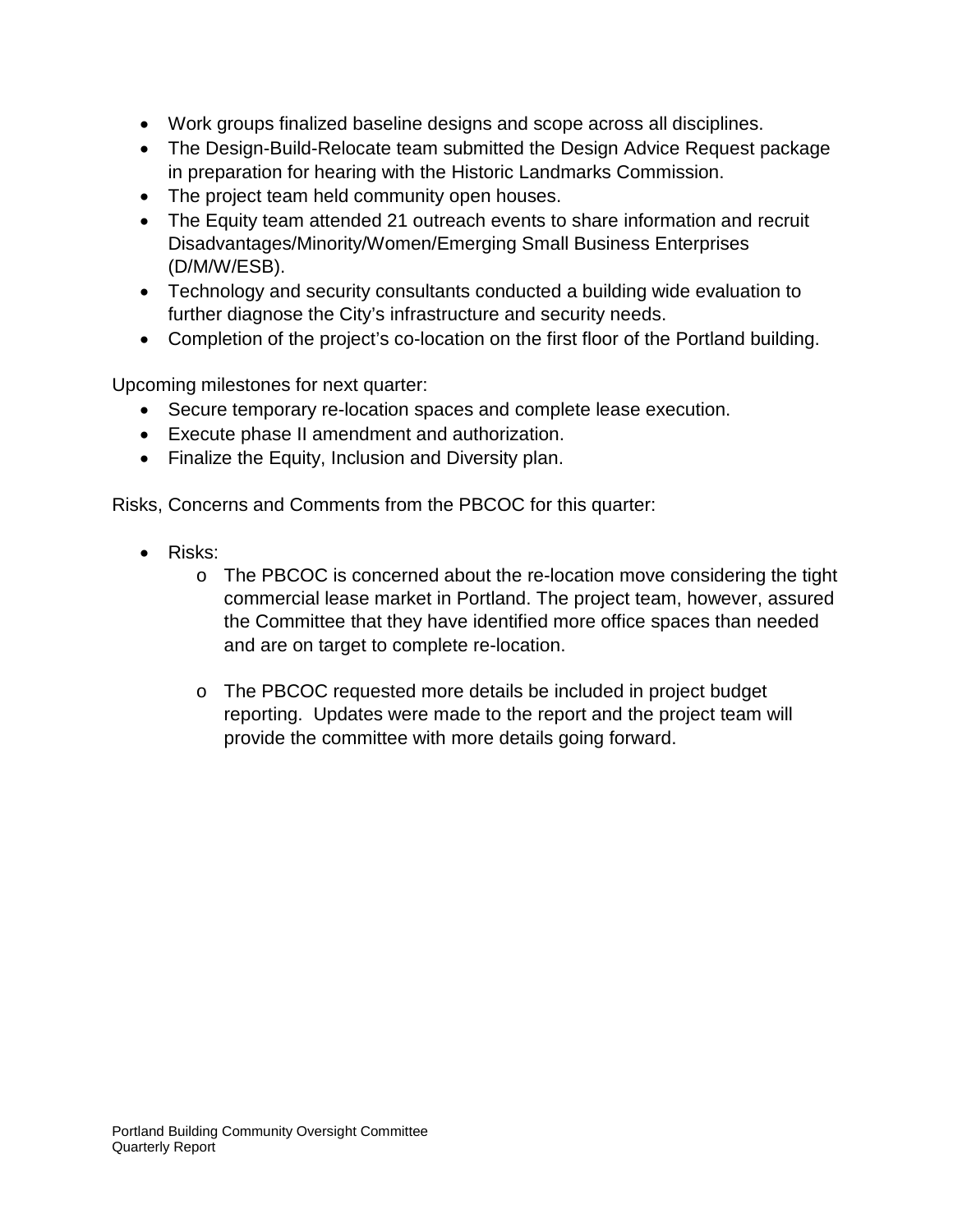- Work groups finalized baseline designs and scope across all disciplines.
- The Design-Build-Relocate team submitted the Design Advice Request package in preparation for hearing with the Historic Landmarks Commission.
- The project team held community open houses.
- The Equity team attended 21 outreach events to share information and recruit Disadvantages/Minority/Women/Emerging Small Business Enterprises (D/M/W/ESB).
- Technology and security consultants conducted a building wide evaluation to further diagnose the City's infrastructure and security needs.
- Completion of the project's co-location on the first floor of the Portland building.

Upcoming milestones for next quarter:

- Secure temporary re-location spaces and complete lease execution.
- Execute phase II amendment and authorization.
- Finalize the Equity, Inclusion and Diversity plan.

Risks, Concerns and Comments from the PBCOC for this quarter:

- Risks:
  - The PBCOC is concerned about the re-location move considering the tight commercial lease market in Portland. The project team, however, assured the Committee that they have identified more office spaces than needed and are on target to complete re-location.
  - The PBCOC requested more details be included in project budget reporting. Updates were made to the report and the project team will provide the committee with more details going forward.